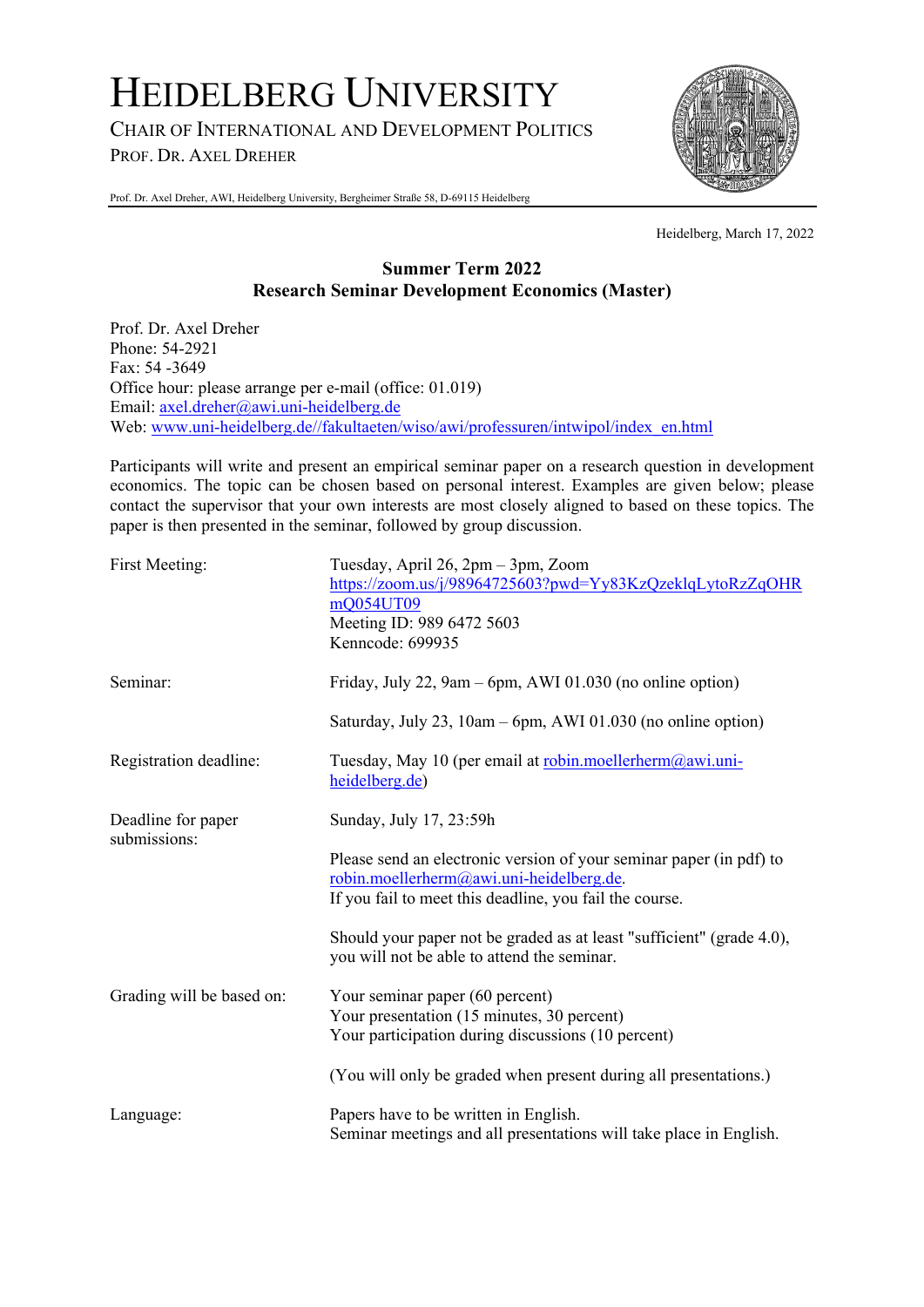# HEIDELBERG UNIVERSITY

CHAIR OF INTERNATIONAL AND DEVELOPMENT POLITICS
PROF. DR. AXEL DREHER

Prof. Dr. Axel Dreher, AWI, Heidelberg University, Bergheimer Straße 58, D-69115 Heidelberg

Heidelberg, March 17, 2022

## Summer Term 2022
## Research Seminar Development Economics (Master)

Prof. Dr. Axel Dreher
Phone: 54-2921
Fax: 54 -3649
Office hour: please arrange per e-mail (office: 01.019)
Email: axel.dreher@awi.uni-heidelberg.de
Web: www.uni-heidelberg.de//fakultaeten/wiso/awi/professuren/intwipol/index_en.html

Participants will write and present an empirical seminar paper on a research question in development economics. The topic can be chosen based on personal interest. Examples are given below; please contact the supervisor that your own interests are most closely aligned to based on these topics. The paper is then presented in the seminar, followed by group discussion.

| | |
|---|---|
| First Meeting: | Tuesday, April 26, 2pm – 3pm, Zoom<br>https://zoom.us/j/98964725603?pwd=Yy83KzQzeklqLytoRzZqOHRmQ054UT09<br>Meeting ID: 989 6472 5603<br>Kenncode: 699935 |
| Seminar: | Friday, July 22, 9am – 6pm, AWI 01.030 (no online option)<br><br>Saturday, July 23, 10am – 6pm, AWI 01.030 (no online option) |
| Registration deadline: | Tuesday, May 10 (per email at robin.moellerherm@awi.uni-heidelberg.de) |
| Deadline for paper submissions: | Sunday, July 17, 23:59h<br><br>Please send an electronic version of your seminar paper (in pdf) to robin.moellerherm@awi.uni-heidelberg.de.<br>If you fail to meet this deadline, you fail the course.<br><br>Should your paper not be graded as at least "sufficient" (grade 4.0), you will not be able to attend the seminar. |
| Grading will be based on: | Your seminar paper (60 percent)<br>Your presentation (15 minutes, 30 percent)<br>Your participation during discussions (10 percent)<br><br>(You will only be graded when present during all presentations.) |
| Language: | Papers have to be written in English.<br>Seminar meetings and all presentations will take place in English. |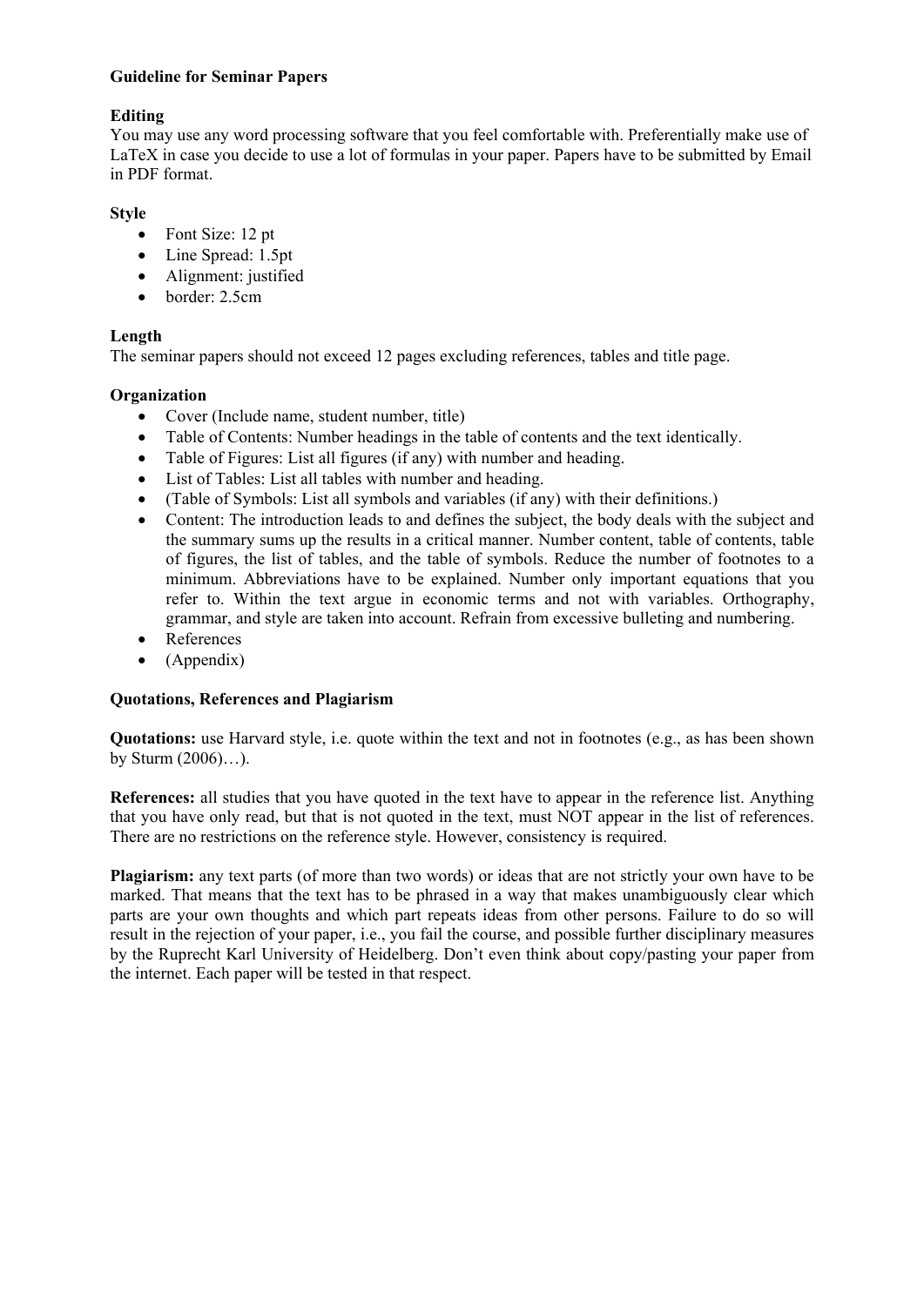# Guideline for Seminar Papers

## Editing

You may use any word processing software that you feel comfortable with. Preferentially make use of LaTeX in case you decide to use a lot of formulas in your paper. Papers have to be submitted by Email in PDF format.

## Style

- Font Size: 12 pt
- Line Spread: 1.5pt
- Alignment: justified
- border: 2.5cm

## Length

The seminar papers should not exceed 12 pages excluding references, tables and title page.

## Organization

- Cover (Include name, student number, title)
- Table of Contents: Number headings in the table of contents and the text identically.
- Table of Figures: List all figures (if any) with number and heading.
- List of Tables: List all tables with number and heading.
- (Table of Symbols: List all symbols and variables (if any) with their definitions.)
- Content: The introduction leads to and defines the subject, the body deals with the subject and the summary sums up the results in a critical manner. Number content, table of contents, table of figures, the list of tables, and the table of symbols. Reduce the number of footnotes to a minimum. Abbreviations have to be explained. Number only important equations that you refer to. Within the text argue in economic terms and not with variables. Orthography, grammar, and style are taken into account. Refrain from excessive bulleting and numbering.
- References
- (Appendix)

## Quotations, References and Plagiarism

**Quotations:** use Harvard style, i.e. quote within the text and not in footnotes (e.g., as has been shown by Sturm (2006)…).

**References:** all studies that you have quoted in the text have to appear in the reference list. Anything that you have only read, but that is not quoted in the text, must NOT appear in the list of references. There are no restrictions on the reference style. However, consistency is required.

**Plagiarism:** any text parts (of more than two words) or ideas that are not strictly your own have to be marked. That means that the text has to be phrased in a way that makes unambiguously clear which parts are your own thoughts and which part repeats ideas from other persons. Failure to do so will result in the rejection of your paper, i.e., you fail the course, and possible further disciplinary measures by the Ruprecht Karl University of Heidelberg. Don't even think about copy/pasting your paper from the internet. Each paper will be tested in that respect.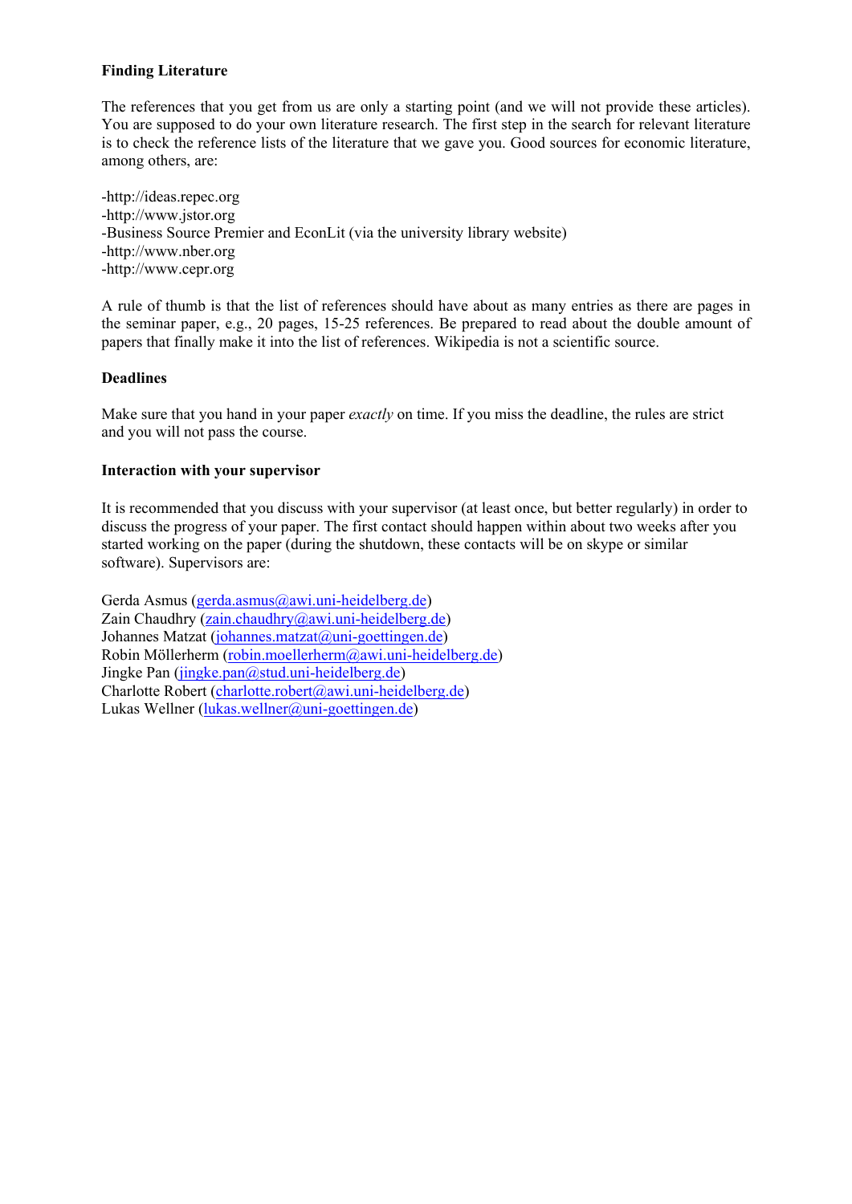**Finding Literature**

The references that you get from us are only a starting point (and we will not provide these articles). You are supposed to do your own literature research. The first step in the search for relevant literature is to check the reference lists of the literature that we gave you. Good sources for economic literature, among others, are:

-http://ideas.repec.org  
-http://www.jstor.org  
-Business Source Premier and EconLit (via the university library website)  
-http://www.nber.org  
-http://www.cepr.org

A rule of thumb is that the list of references should have about as many entries as there are pages in the seminar paper, e.g., 20 pages, 15-25 references. Be prepared to read about the double amount of papers that finally make it into the list of references. Wikipedia is not a scientific source.

**Deadlines**

Make sure that you hand in your paper *exactly* on time. If you miss the deadline, the rules are strict and you will not pass the course.

**Interaction with your supervisor**

It is recommended that you discuss with your supervisor (at least once, but better regularly) in order to discuss the progress of your paper. The first contact should happen within about two weeks after you started working on the paper (during the shutdown, these contacts will be on skype or similar software). Supervisors are:

Gerda Asmus (gerda.asmus@awi.uni-heidelberg.de)  
Zain Chaudhry (zain.chaudhry@awi.uni-heidelberg.de)  
Johannes Matzat (johannes.matzat@uni-goettingen.de)  
Robin Möllerherm (robin.moellerherm@awi.uni-heidelberg.de)  
Jingke Pan (jingke.pan@stud.uni-heidelberg.de)  
Charlotte Robert (charlotte.robert@awi.uni-heidelberg.de)  
Lukas Wellner (lukas.wellner@uni-goettingen.de)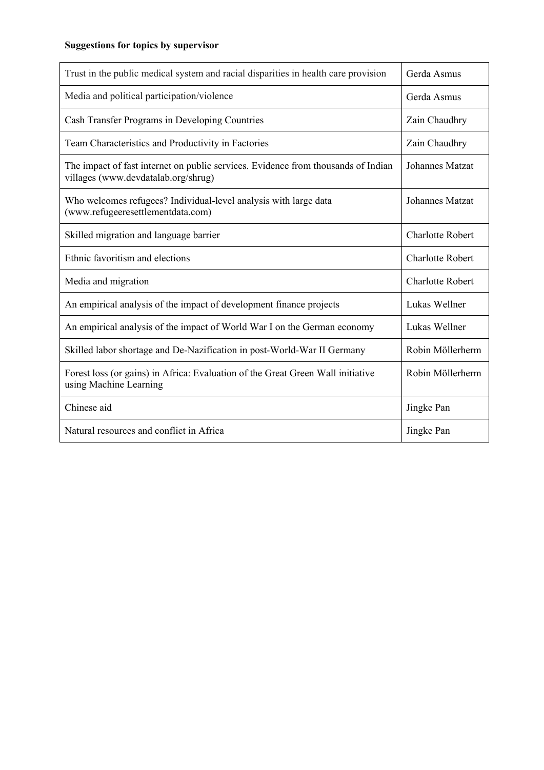**Suggestions for topics by supervisor**

| | |
|---|---|
| Trust in the public medical system and racial disparities in health care provision | Gerda Asmus |
| Media and political participation/violence | Gerda Asmus |
| Cash Transfer Programs in Developing Countries | Zain Chaudhry |
| Team Characteristics and Productivity in Factories | Zain Chaudhry |
| The impact of fast internet on public services. Evidence from thousands of Indian villages (www.devdatalab.org/shrug) | Johannes Matzat |
| Who welcomes refugees? Individual-level analysis with large data (www.refugeeresettlementdata.com) | Johannes Matzat |
| Skilled migration and language barrier | Charlotte Robert |
| Ethnic favoritism and elections | Charlotte Robert |
| Media and migration | Charlotte Robert |
| An empirical analysis of the impact of development finance projects | Lukas Wellner |
| An empirical analysis of the impact of World War I on the German economy | Lukas Wellner |
| Skilled labor shortage and De-Nazification in post-World-War II Germany | Robin Möllerherm |
| Forest loss (or gains) in Africa: Evaluation of the Great Green Wall initiative using Machine Learning | Robin Möllerherm |
| Chinese aid | Jingke Pan |
| Natural resources and conflict in Africa | Jingke Pan |